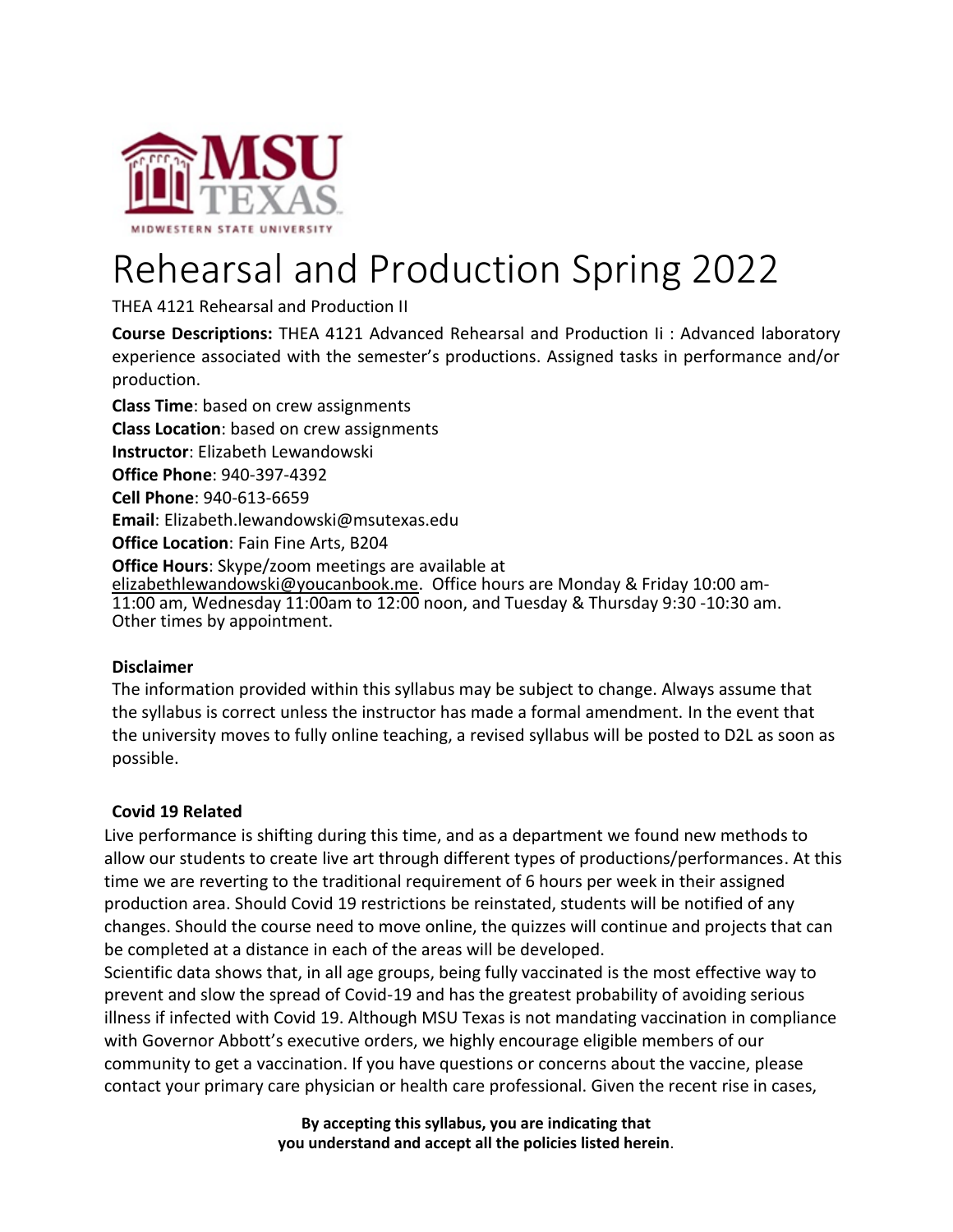# Rehearsal and Production Spring 2022

THEA 4121 Rehearsal and Production II

**Course Descriptions:** THEA 4121 Advanced Rehearsal and Production Ii : Advanced laboratory experience associated with the semester's productions. Assigned tasks in performance and/or production.

**Class Time**: based on crew assignments
**Class Location**: based on crew assignments
**Instructor**: Elizabeth Lewandowski
**Office Phone**: 940-397-4392
**Cell Phone**: 940-613-6659
**Email**: Elizabeth.lewandowski@msutexas.edu
**Office Location**: Fain Fine Arts, B204
**Office Hours**: Skype/zoom meetings are available at elizabethlewandowski@youcanbook.me. Office hours are Monday & Friday 10:00 am-11:00 am, Wednesday 11:00am to 12:00 noon, and Tuesday & Thursday 9:30 -10:30 am. Other times by appointment.

**Disclaimer**

The information provided within this syllabus may be subject to change. Always assume that the syllabus is correct unless the instructor has made a formal amendment. In the event that the university moves to fully online teaching, a revised syllabus will be posted to D2L as soon as possible.

**Covid 19 Related**

Live performance is shifting during this time, and as a department we found new methods to allow our students to create live art through different types of productions/performances. At this time we are reverting to the traditional requirement of 6 hours per week in their assigned production area. Should Covid 19 restrictions be reinstated, students will be notified of any changes. Should the course need to move online, the quizzes will continue and projects that can be completed at a distance in each of the areas will be developed.

Scientific data shows that, in all age groups, being fully vaccinated is the most effective way to prevent and slow the spread of Covid-19 and has the greatest probability of avoiding serious illness if infected with Covid 19. Although MSU Texas is not mandating vaccination in compliance with Governor Abbott's executive orders, we highly encourage eligible members of our community to get a vaccination. If you have questions or concerns about the vaccine, please contact your primary care physician or health care professional. Given the recent rise in cases,

**By accepting this syllabus, you are indicating that you understand and accept all the policies listed herein**.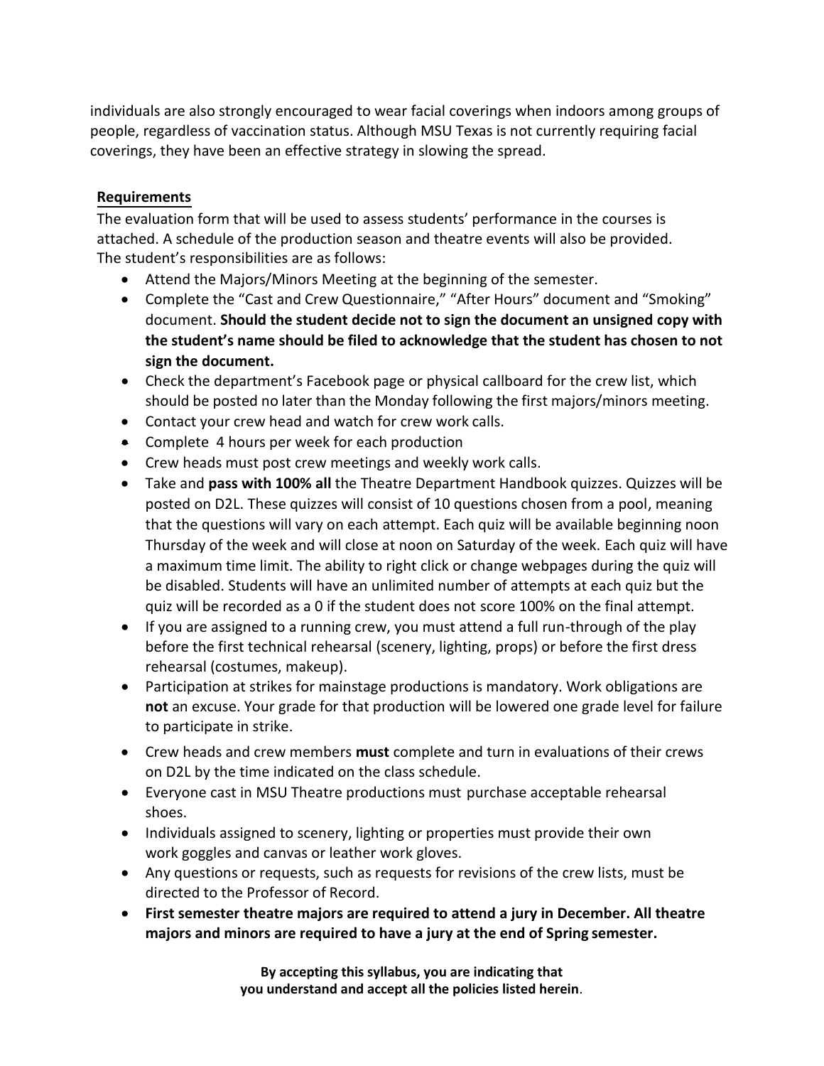individuals are also strongly encouraged to wear facial coverings when indoors among groups of people, regardless of vaccination status. Although MSU Texas is not currently requiring facial coverings, they have been an effective strategy in slowing the spread.

## Requirements

The evaluation form that will be used to assess students' performance in the courses is attached. A schedule of the production season and theatre events will also be provided. The student's responsibilities are as follows:

- Attend the Majors/Minors Meeting at the beginning of the semester.
- Complete the "Cast and Crew Questionnaire," "After Hours" document and "Smoking" document. **Should the student decide not to sign the document an unsigned copy with the student's name should be filed to acknowledge that the student has chosen to not sign the document.**
- Check the department's Facebook page or physical callboard for the crew list, which should be posted no later than the Monday following the first majors/minors meeting.
- Contact your crew head and watch for crew work calls.
- Complete 4 hours per week for each production
- Crew heads must post crew meetings and weekly work calls.
- Take and **pass with 100% all** the Theatre Department Handbook quizzes. Quizzes will be posted on D2L. These quizzes will consist of 10 questions chosen from a pool, meaning that the questions will vary on each attempt. Each quiz will be available beginning noon Thursday of the week and will close at noon on Saturday of the week. Each quiz will have a maximum time limit. The ability to right click or change webpages during the quiz will be disabled. Students will have an unlimited number of attempts at each quiz but the quiz will be recorded as a 0 if the student does not score 100% on the final attempt.
- If you are assigned to a running crew, you must attend a full run-through of the play before the first technical rehearsal (scenery, lighting, props) or before the first dress rehearsal (costumes, makeup).
- Participation at strikes for mainstage productions is mandatory. Work obligations are **not** an excuse. Your grade for that production will be lowered one grade level for failure to participate in strike.
- Crew heads and crew members **must** complete and turn in evaluations of their crews on D2L by the time indicated on the class schedule.
- Everyone cast in MSU Theatre productions must purchase acceptable rehearsal shoes.
- Individuals assigned to scenery, lighting or properties must provide their own work goggles and canvas or leather work gloves.
- Any questions or requests, such as requests for revisions of the crew lists, must be directed to the Professor of Record.
- **First semester theatre majors are required to attend a jury in December. All theatre majors and minors are required to have a jury at the end of Spring semester.**

**By accepting this syllabus, you are indicating that you understand and accept all the policies listed herein**.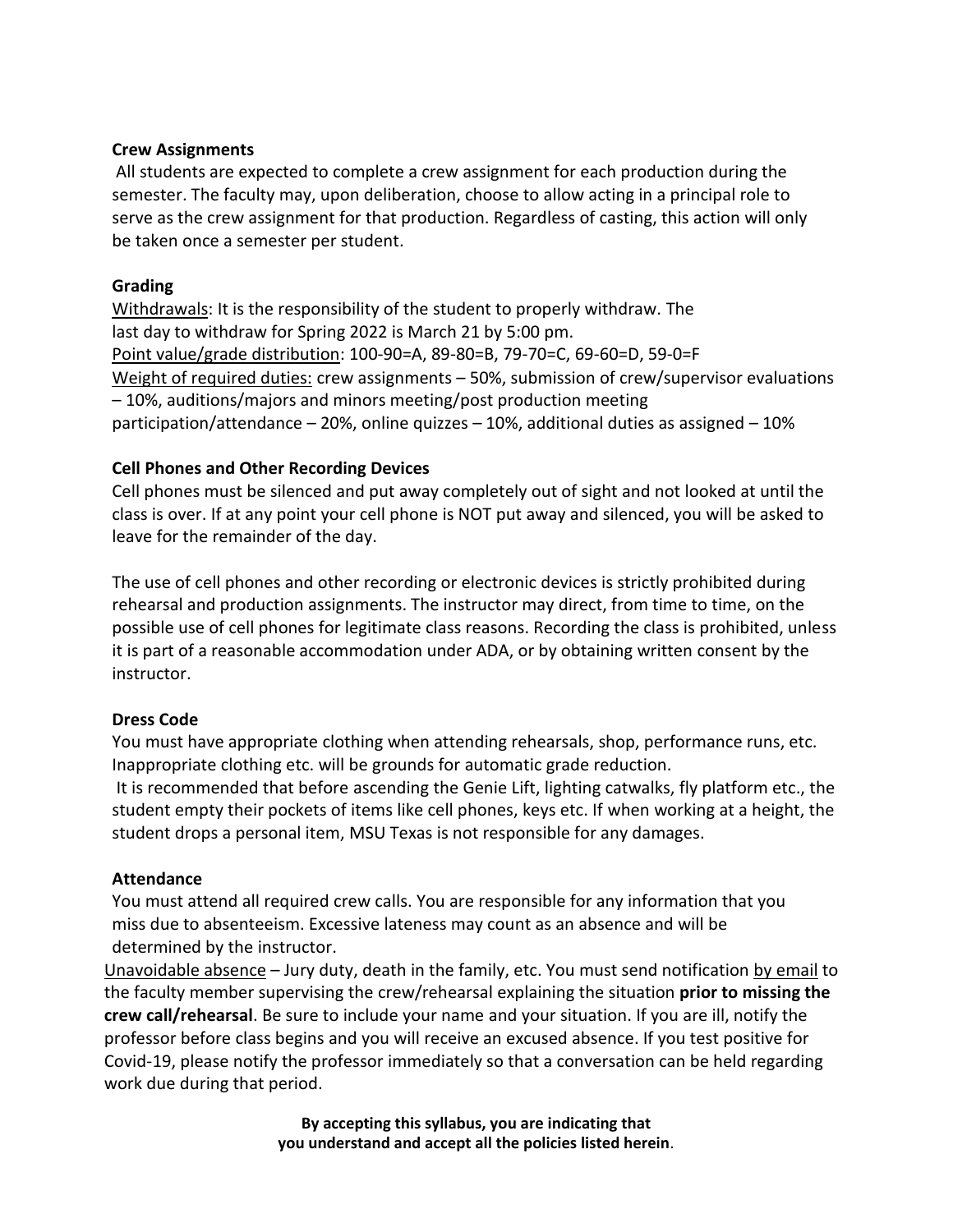**Crew Assignments**

All students are expected to complete a crew assignment for each production during the semester. The faculty may, upon deliberation, choose to allow acting in a principal role to serve as the crew assignment for that production. Regardless of casting, this action will only be taken once a semester per student.

**Grading**

Withdrawals: It is the responsibility of the student to properly withdraw. The last day to withdraw for Spring 2022 is March 21 by 5:00 pm.
Point value/grade distribution: 100-90=A, 89-80=B, 79-70=C, 69-60=D, 59-0=F
Weight of required duties: crew assignments – 50%, submission of crew/supervisor evaluations – 10%, auditions/majors and minors meeting/post production meeting participation/attendance – 20%, online quizzes – 10%, additional duties as assigned – 10%

**Cell Phones and Other Recording Devices**

Cell phones must be silenced and put away completely out of sight and not looked at until the class is over. If at any point your cell phone is NOT put away and silenced, you will be asked to leave for the remainder of the day.

The use of cell phones and other recording or electronic devices is strictly prohibited during rehearsal and production assignments. The instructor may direct, from time to time, on the possible use of cell phones for legitimate class reasons. Recording the class is prohibited, unless it is part of a reasonable accommodation under ADA, or by obtaining written consent by the instructor.

**Dress Code**

You must have appropriate clothing when attending rehearsals, shop, performance runs, etc. Inappropriate clothing etc. will be grounds for automatic grade reduction.
It is recommended that before ascending the Genie Lift, lighting catwalks, fly platform etc., the student empty their pockets of items like cell phones, keys etc. If when working at a height, the student drops a personal item, MSU Texas is not responsible for any damages.

**Attendance**

You must attend all required crew calls. You are responsible for any information that you miss due to absenteeism. Excessive lateness may count as an absence and will be determined by the instructor.
Unavoidable absence – Jury duty, death in the family, etc. You must send notification by email to the faculty member supervising the crew/rehearsal explaining the situation **prior to missing the crew call/rehearsal**. Be sure to include your name and your situation. If you are ill, notify the professor before class begins and you will receive an excused absence. If you test positive for Covid-19, please notify the professor immediately so that a conversation can be held regarding work due during that period.

**By accepting this syllabus, you are indicating that you understand and accept all the policies listed herein**.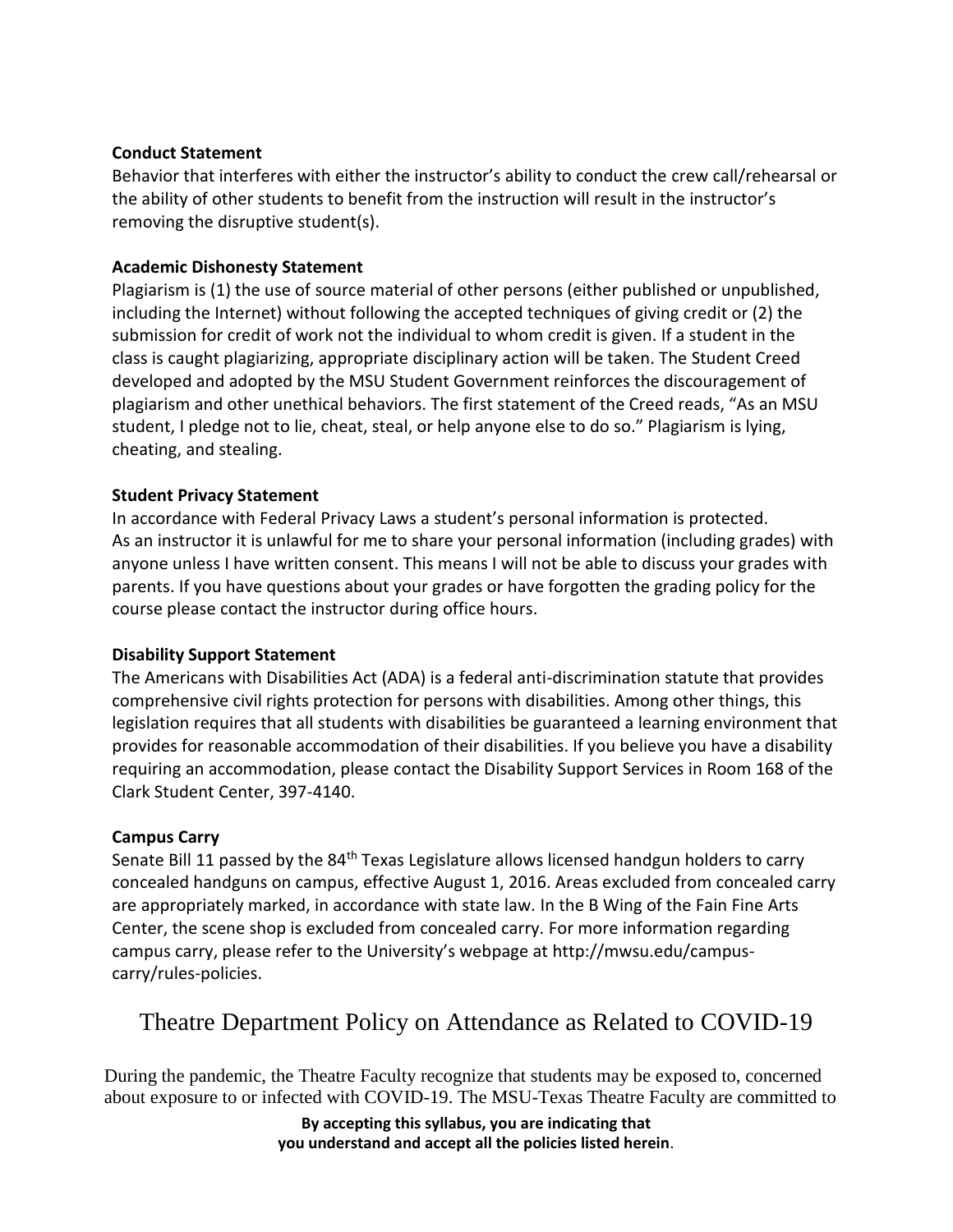**Conduct Statement**

Behavior that interferes with either the instructor's ability to conduct the crew call/rehearsal or the ability of other students to benefit from the instruction will result in the instructor's removing the disruptive student(s).

**Academic Dishonesty Statement**

Plagiarism is (1) the use of source material of other persons (either published or unpublished, including the Internet) without following the accepted techniques of giving credit or (2) the submission for credit of work not the individual to whom credit is given. If a student in the class is caught plagiarizing, appropriate disciplinary action will be taken. The Student Creed developed and adopted by the MSU Student Government reinforces the discouragement of plagiarism and other unethical behaviors. The first statement of the Creed reads, "As an MSU student, I pledge not to lie, cheat, steal, or help anyone else to do so." Plagiarism is lying, cheating, and stealing.

**Student Privacy Statement**

In accordance with Federal Privacy Laws a student's personal information is protected. As an instructor it is unlawful for me to share your personal information (including grades) with anyone unless I have written consent. This means I will not be able to discuss your grades with parents. If you have questions about your grades or have forgotten the grading policy for the course please contact the instructor during office hours.

**Disability Support Statement**

The Americans with Disabilities Act (ADA) is a federal anti-discrimination statute that provides comprehensive civil rights protection for persons with disabilities. Among other things, this legislation requires that all students with disabilities be guaranteed a learning environment that provides for reasonable accommodation of their disabilities. If you believe you have a disability requiring an accommodation, please contact the Disability Support Services in Room 168 of the Clark Student Center, 397-4140.

**Campus Carry**

Senate Bill 11 passed by the 84th Texas Legislature allows licensed handgun holders to carry concealed handguns on campus, effective August 1, 2016. Areas excluded from concealed carry are appropriately marked, in accordance with state law. In the B Wing of the Fain Fine Arts Center, the scene shop is excluded from concealed carry. For more information regarding campus carry, please refer to the University's webpage at http://mwsu.edu/campus-carry/rules-policies.

## Theatre Department Policy on Attendance as Related to COVID-19

During the pandemic, the Theatre Faculty recognize that students may be exposed to, concerned about exposure to or infected with COVID-19. The MSU-Texas Theatre Faculty are committed to

**By accepting this syllabus, you are indicating that you understand and accept all the policies listed herein**.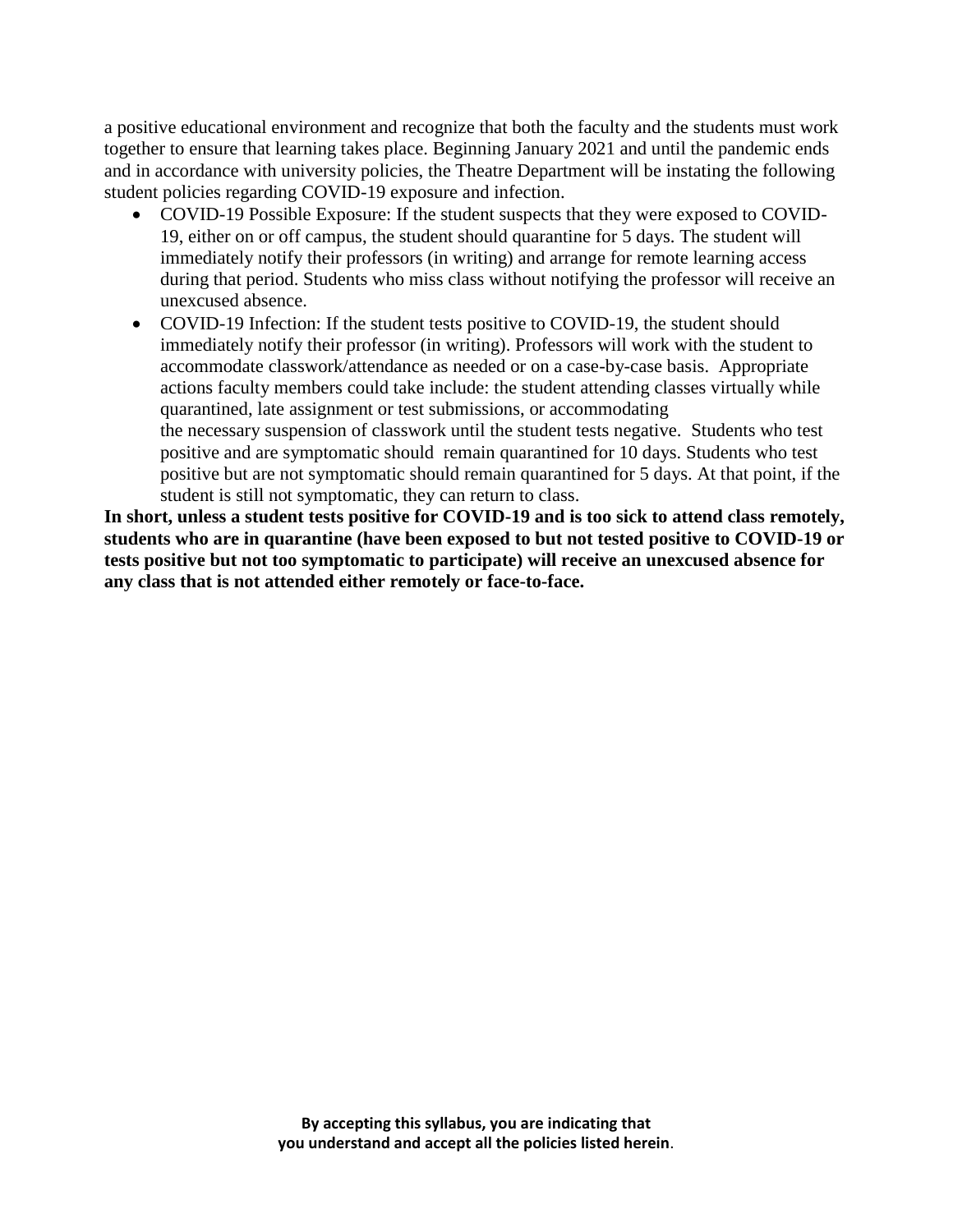a positive educational environment and recognize that both the faculty and the students must work together to ensure that learning takes place. Beginning January 2021 and until the pandemic ends and in accordance with university policies, the Theatre Department will be instating the following student policies regarding COVID-19 exposure and infection.

- COVID-19 Possible Exposure: If the student suspects that they were exposed to COVID-19, either on or off campus, the student should quarantine for 5 days. The student will immediately notify their professors (in writing) and arrange for remote learning access during that period. Students who miss class without notifying the professor will receive an unexcused absence.
- COVID-19 Infection: If the student tests positive to COVID-19, the student should immediately notify their professor (in writing). Professors will work with the student to accommodate classwork/attendance as needed or on a case-by-case basis. Appropriate actions faculty members could take include: the student attending classes virtually while quarantined, late assignment or test submissions, or accommodating the necessary suspension of classwork until the student tests negative. Students who test positive and are symptomatic should remain quarantined for 10 days. Students who test positive but are not symptomatic should remain quarantined for 5 days. At that point, if the student is still not symptomatic, they can return to class.

**In short, unless a student tests positive for COVID-19 and is too sick to attend class remotely, students who are in quarantine (have been exposed to but not tested positive to COVID-19 or tests positive but not too symptomatic to participate) will receive an unexcused absence for any class that is not attended either remotely or face-to-face.**

**By accepting this syllabus, you are indicating that you understand and accept all the policies listed herein**.